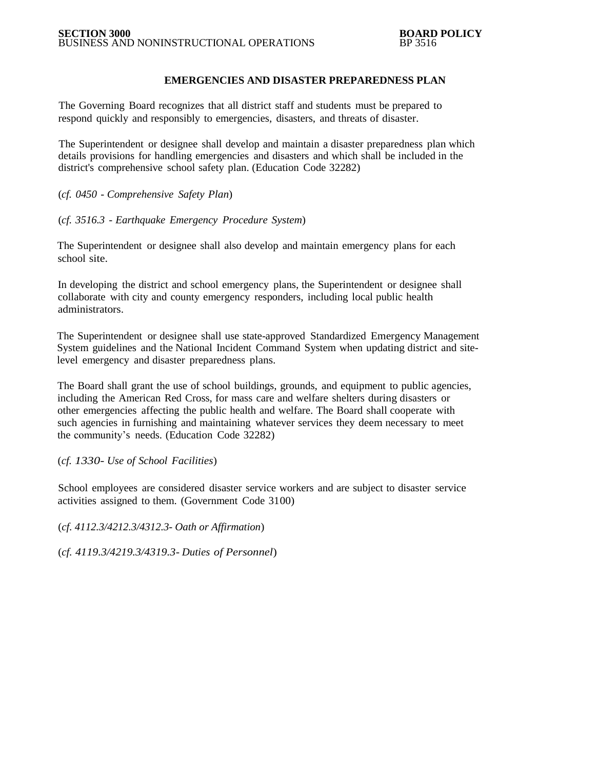**SECTION 3000**
BUSINESS AND NONINSTRUCTIONAL OPERATIONS

**BOARD POLICY**
BP 3516

# EMERGENCIES AND DISASTER PREPAREDNESS PLAN

The Governing Board recognizes that all district staff and students must be prepared to respond quickly and responsibly to emergencies, disasters, and threats of disaster.

The Superintendent or designee shall develop and maintain a disaster preparedness plan which details provisions for handling emergencies and disasters and which shall be included in the district's comprehensive school safety plan. (Education Code 32282)

(*cf. 0450 - Comprehensive Safety Plan*)

(*cf. 3516.3 - Earthquake Emergency Procedure System*)

The Superintendent or designee shall also develop and maintain emergency plans for each school site.

In developing the district and school emergency plans, the Superintendent or designee shall collaborate with city and county emergency responders, including local public health administrators.

The Superintendent or designee shall use state-approved Standardized Emergency Management System guidelines and the National Incident Command System when updating district and site-level emergency and disaster preparedness plans.

The Board shall grant the use of school buildings, grounds, and equipment to public agencies, including the American Red Cross, for mass care and welfare shelters during disasters or other emergencies affecting the public health and welfare. The Board shall cooperate with such agencies in furnishing and maintaining whatever services they deem necessary to meet the community's needs. (Education Code 32282)

(*cf. 1330- Use of School Facilities*)

School employees are considered disaster service workers and are subject to disaster service activities assigned to them. (Government Code 3100)

(*cf. 4112.3/4212.3/4312.3- Oath or Affirmation*)

(*cf. 4119.3/4219.3/4319.3- Duties of Personnel*)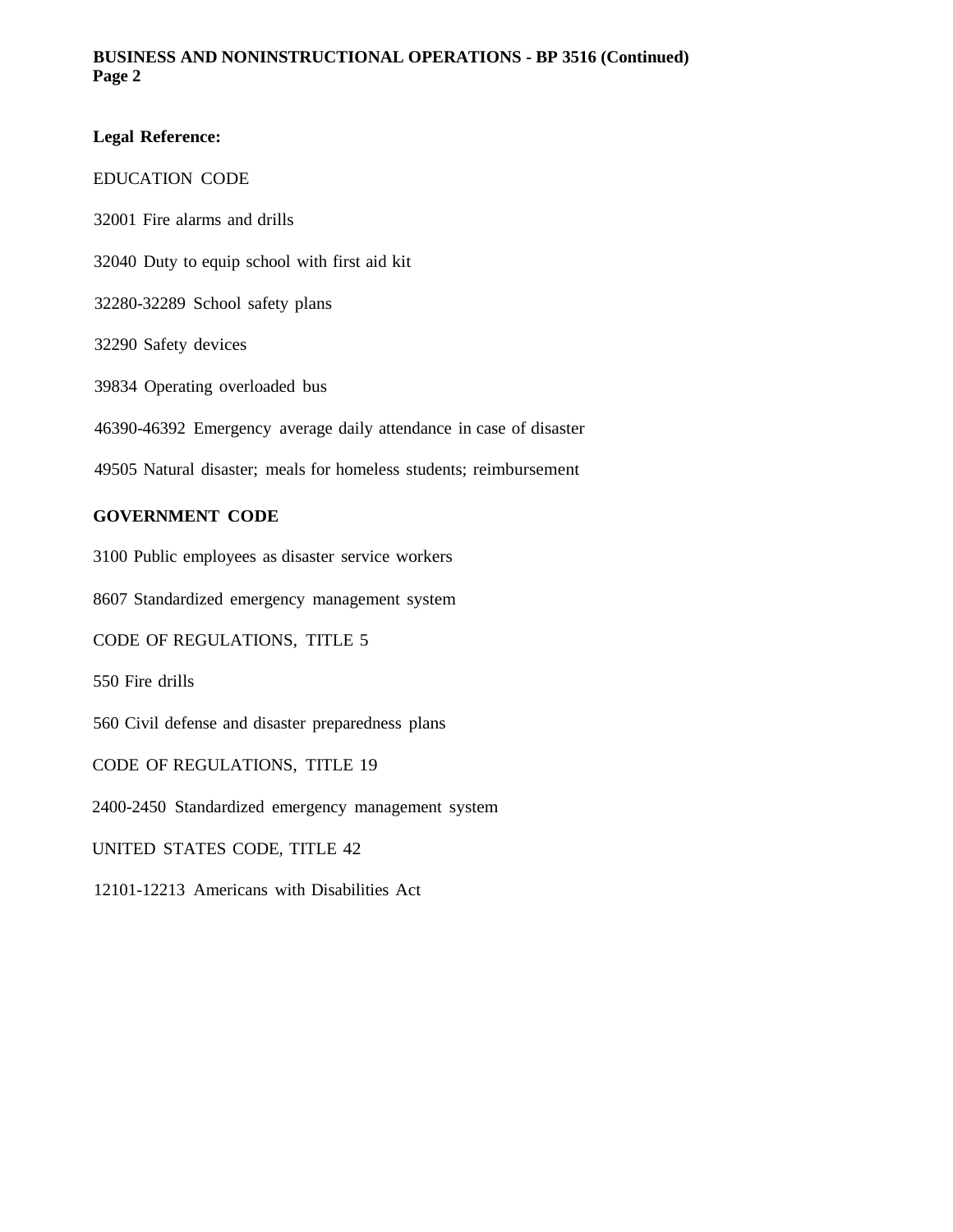**Legal Reference:**

EDUCATION CODE

32001 Fire alarms and drills

32040 Duty to equip school with first aid kit

32280-32289 School safety plans

32290 Safety devices

39834 Operating overloaded bus

46390-46392 Emergency average daily attendance in case of disaster

49505 Natural disaster; meals for homeless students; reimbursement

**GOVERNMENT CODE**

3100 Public employees as disaster service workers

8607 Standardized emergency management system

CODE OF REGULATIONS, TITLE 5

550 Fire drills

560 Civil defense and disaster preparedness plans

CODE OF REGULATIONS, TITLE 19

2400-2450 Standardized emergency management system

UNITED STATES CODE, TITLE 42

12101-12213 Americans with Disabilities Act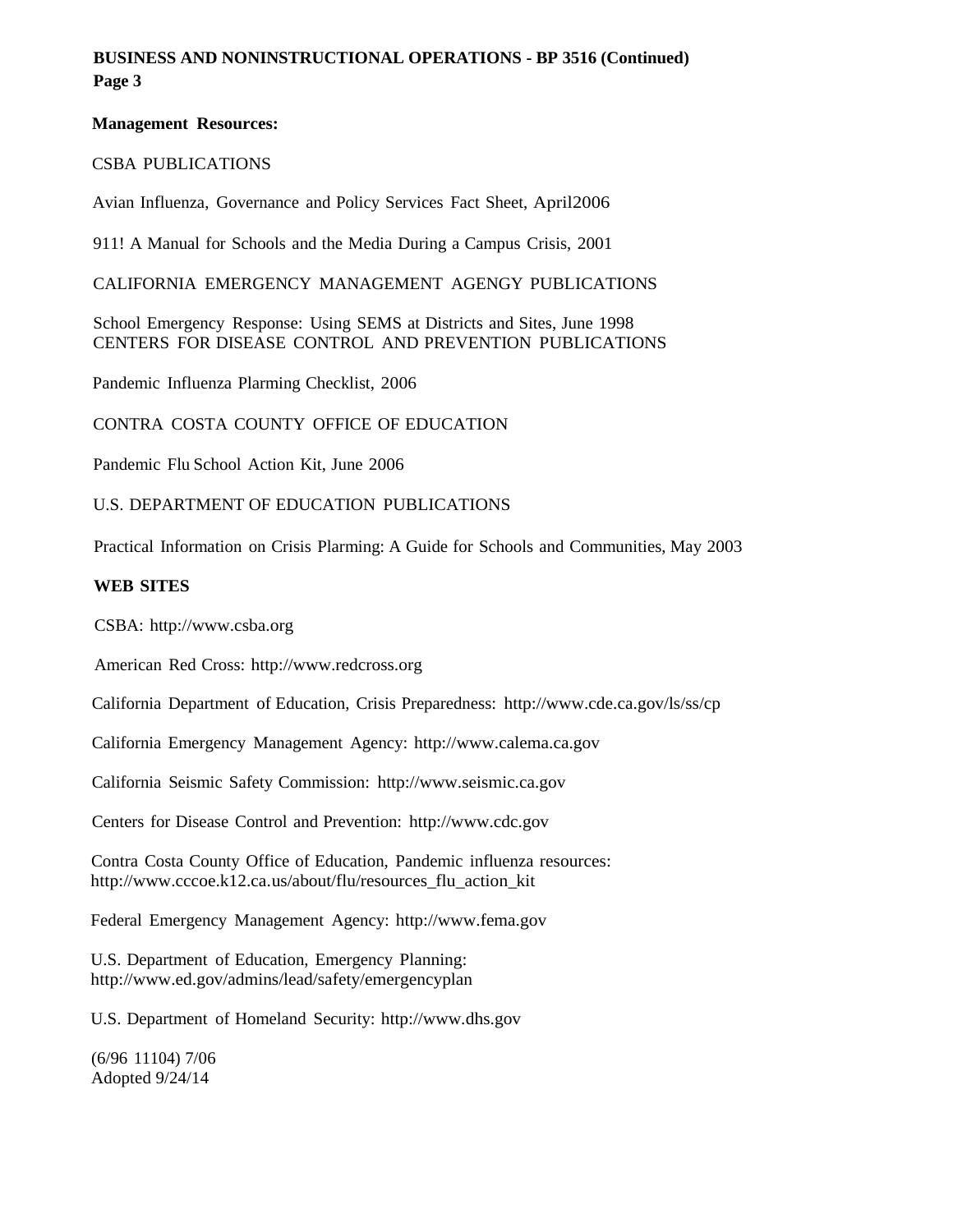**Management Resources:**

CSBA PUBLICATIONS

Avian Influenza, Governance and Policy Services Fact Sheet, April2006

911! A Manual for Schools and the Media During a Campus Crisis, 2001

CALIFORNIA EMERGENCY MANAGEMENT AGENGY PUBLICATIONS

School Emergency Response: Using SEMS at Districts and Sites, June 1998

CENTERS FOR DISEASE CONTROL AND PREVENTION PUBLICATIONS

Pandemic Influenza Plarming Checklist, 2006

CONTRA COSTA COUNTY OFFICE OF EDUCATION

Pandemic Flu School Action Kit, June 2006

U.S. DEPARTMENT OF EDUCATION PUBLICATIONS

Practical Information on Crisis Plarming: A Guide for Schools and Communities, May 2003

**WEB SITES**

CSBA: http://www.csba.org

American Red Cross: http://www.redcross.org

California Department of Education, Crisis Preparedness: http://www.cde.ca.gov/ls/ss/cp

California Emergency Management Agency: http://www.calema.ca.gov

California Seismic Safety Commission: http://www.seismic.ca.gov

Centers for Disease Control and Prevention: http://www.cdc.gov

Contra Costa County Office of Education, Pandemic influenza resources: http://www.cccoe.k12.ca.us/about/flu/resources_flu_action_kit

Federal Emergency Management Agency: http://www.fema.gov

U.S. Department of Education, Emergency Planning: http://www.ed.gov/admins/lead/safety/emergencyplan

U.S. Department of Homeland Security: http://www.dhs.gov

(6/96 11104) 7/06
Adopted 9/24/14